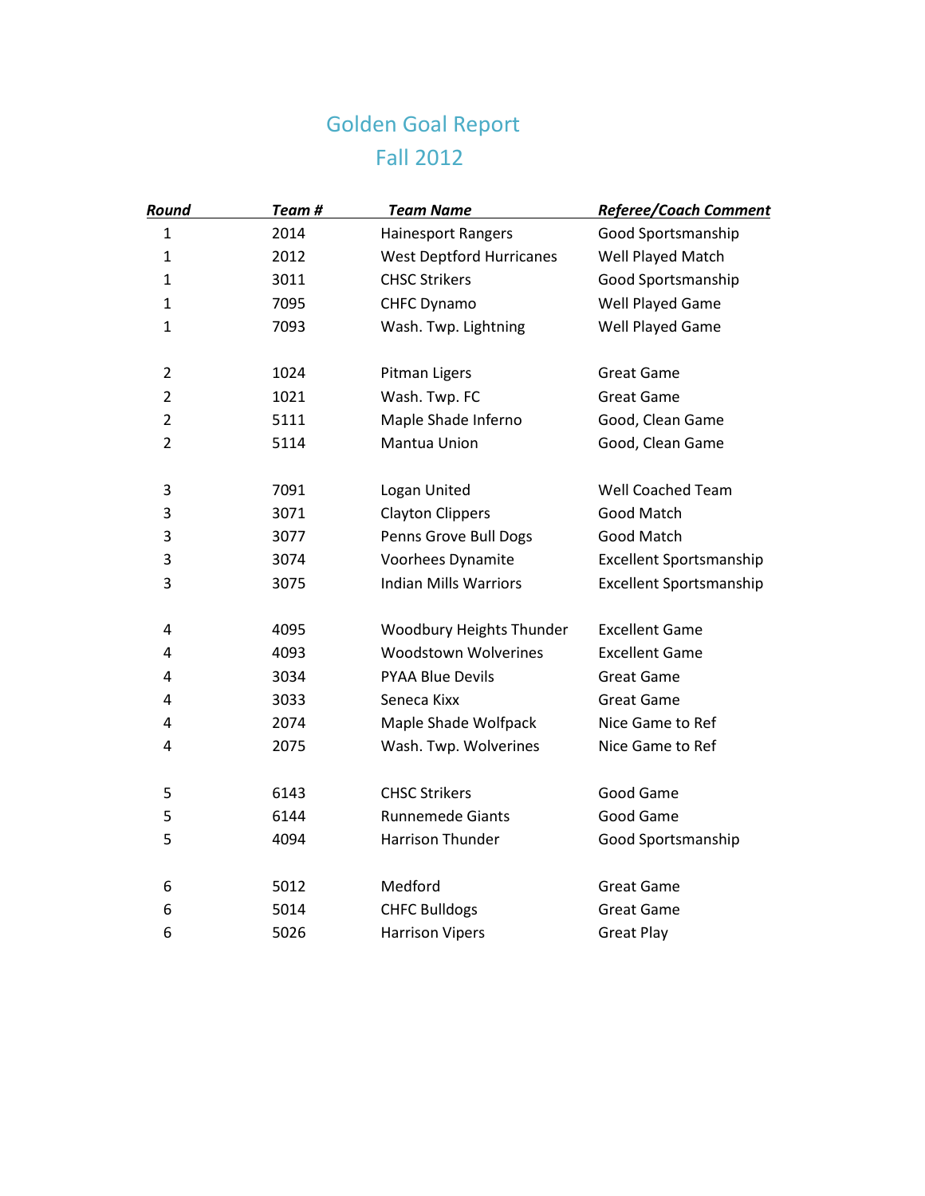# Golden Goal Report
## Fall 2012

| *Round* | *Team #* | *Team Name* | *Referee/Coach Comment* |
|---|---|---|---|
| 1 | 2014 | Hainesport Rangers | Good Sportsmanship |
| 1 | 2012 | West Deptford Hurricanes | Well Played Match |
| 1 | 3011 | CHSC Strikers | Good Sportsmanship |
| 1 | 7095 | CHFC Dynamo | Well Played Game |
| 1 | 7093 | Wash. Twp. Lightning | Well Played Game |
| | | | |
| 2 | 1024 | Pitman Ligers | Great Game |
| 2 | 1021 | Wash. Twp. FC | Great Game |
| 2 | 5111 | Maple Shade Inferno | Good, Clean Game |
| 2 | 5114 | Mantua Union | Good, Clean Game |
| | | | |
| 3 | 7091 | Logan United | Well Coached Team |
| 3 | 3071 | Clayton Clippers | Good Match |
| 3 | 3077 | Penns Grove Bull Dogs | Good Match |
| 3 | 3074 | Voorhees Dynamite | Excellent Sportsmanship |
| 3 | 3075 | Indian Mills Warriors | Excellent Sportsmanship |
| | | | |
| 4 | 4095 | Woodbury Heights Thunder | Excellent Game |
| 4 | 4093 | Woodstown Wolverines | Excellent Game |
| 4 | 3034 | PYAA Blue Devils | Great Game |
| 4 | 3033 | Seneca Kixx | Great Game |
| 4 | 2074 | Maple Shade Wolfpack | Nice Game to Ref |
| 4 | 2075 | Wash. Twp. Wolverines | Nice Game to Ref |
| | | | |
| 5 | 6143 | CHSC Strikers | Good Game |
| 5 | 6144 | Runnemede Giants | Good Game |
| 5 | 4094 | Harrison Thunder | Good Sportsmanship |
| | | | |
| 6 | 5012 | Medford | Great Game |
| 6 | 5014 | CHFC Bulldogs | Great Game |
| 6 | 5026 | Harrison Vipers | Great Play |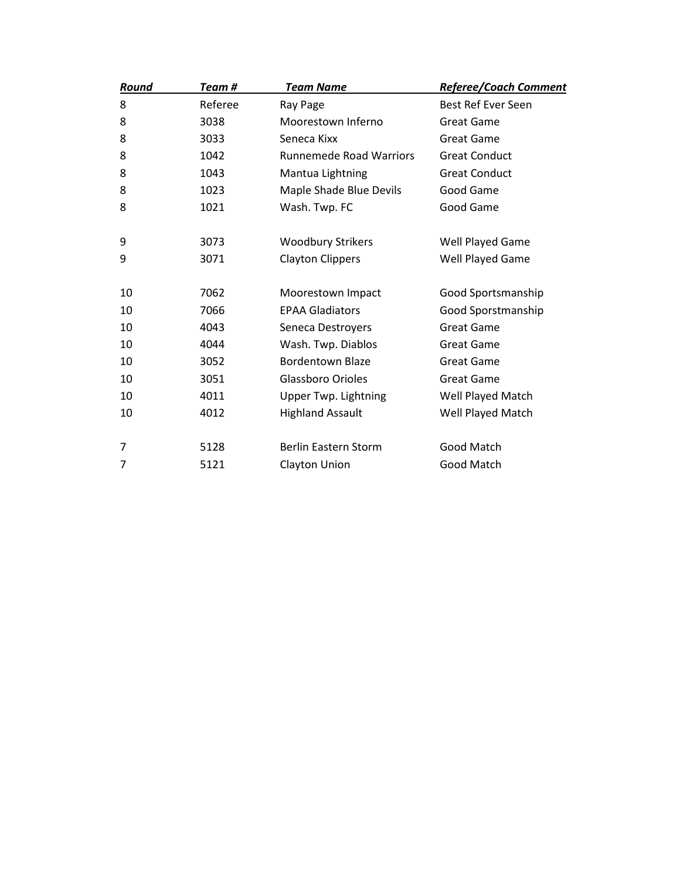| ***Round*** | ***Team #*** | ***Team Name*** | ***Referee/Coach Comment*** |
|---|---|---|---|
| 8 | Referee | Ray Page | Best Ref Ever Seen |
| 8 | 3038 | Moorestown Inferno | Great Game |
| 8 | 3033 | Seneca Kixx | Great Game |
| 8 | 1042 | Runnemede Road Warriors | Great Conduct |
| 8 | 1043 | Mantua Lightning | Great Conduct |
| 8 | 1023 | Maple Shade Blue Devils | Good Game |
| 8 | 1021 | Wash. Twp. FC | Good Game |
| | | | |
| 9 | 3073 | Woodbury Strikers | Well Played Game |
| 9 | 3071 | Clayton Clippers | Well Played Game |
| | | | |
| 10 | 7062 | Moorestown Impact | Good Sportsmanship |
| 10 | 7066 | EPAA Gladiators | Good Sporstmanship |
| 10 | 4043 | Seneca Destroyers | Great Game |
| 10 | 4044 | Wash. Twp. Diablos | Great Game |
| 10 | 3052 | Bordentown Blaze | Great Game |
| 10 | 3051 | Glassboro Orioles | Great Game |
| 10 | 4011 | Upper Twp. Lightning | Well Played Match |
| 10 | 4012 | Highland Assault | Well Played Match |
| | | | |
| 7 | 5128 | Berlin Eastern Storm | Good Match |
| 7 | 5121 | Clayton Union | Good Match |